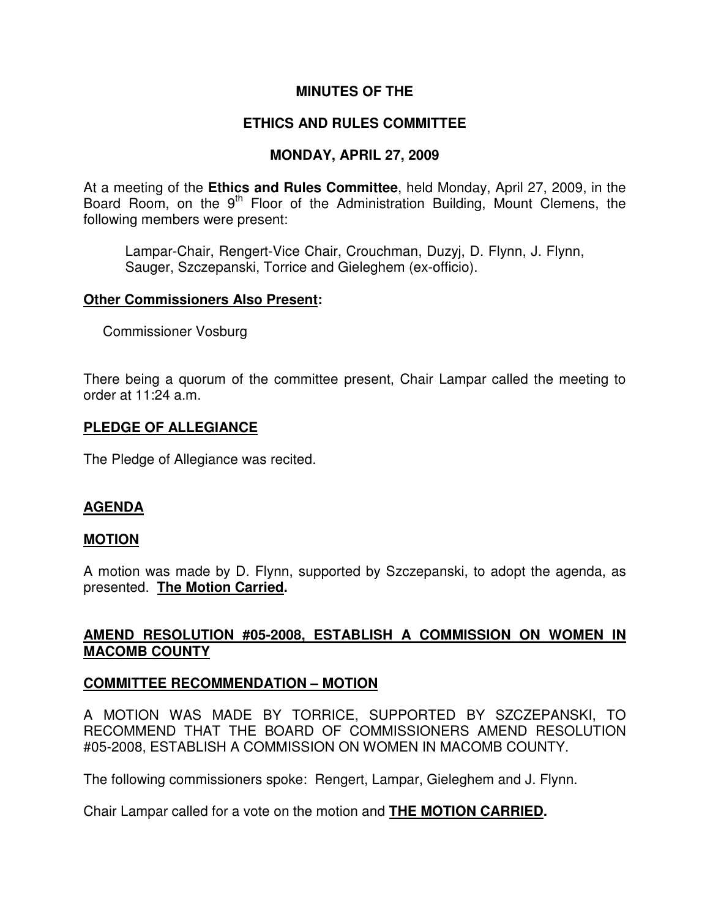# MINUTES OF THE

# ETHICS AND RULES COMMITTEE

# MONDAY, APRIL 27, 2009

At a meeting of the **Ethics and Rules Committee**, held Monday, April 27, 2009, in the Board Room, on the 9th Floor of the Administration Building, Mount Clemens, the following members were present:

> Lampar-Chair, Rengert-Vice Chair, Crouchman, Duzyj, D. Flynn, J. Flynn, Sauger, Szczepanski, Torrice and Gieleghem (ex-officio).

**Other Commissioners Also Present:**

Commissioner Vosburg

There being a quorum of the committee present, Chair Lampar called the meeting to order at 11:24 a.m.

## PLEDGE OF ALLEGIANCE

The Pledge of Allegiance was recited.

## AGENDA

## MOTION

A motion was made by D. Flynn, supported by Szczepanski, to adopt the agenda, as presented. **The Motion Carried.**

## AMEND RESOLUTION #05-2008, ESTABLISH A COMMISSION ON WOMEN IN MACOMB COUNTY

## COMMITTEE RECOMMENDATION – MOTION

A MOTION WAS MADE BY TORRICE, SUPPORTED BY SZCZEPANSKI, TO RECOMMEND THAT THE BOARD OF COMMISSIONERS AMEND RESOLUTION #05-2008, ESTABLISH A COMMISSION ON WOMEN IN MACOMB COUNTY.

The following commissioners spoke: Rengert, Lampar, Gieleghem and J. Flynn.

Chair Lampar called for a vote on the motion and **THE MOTION CARRIED.**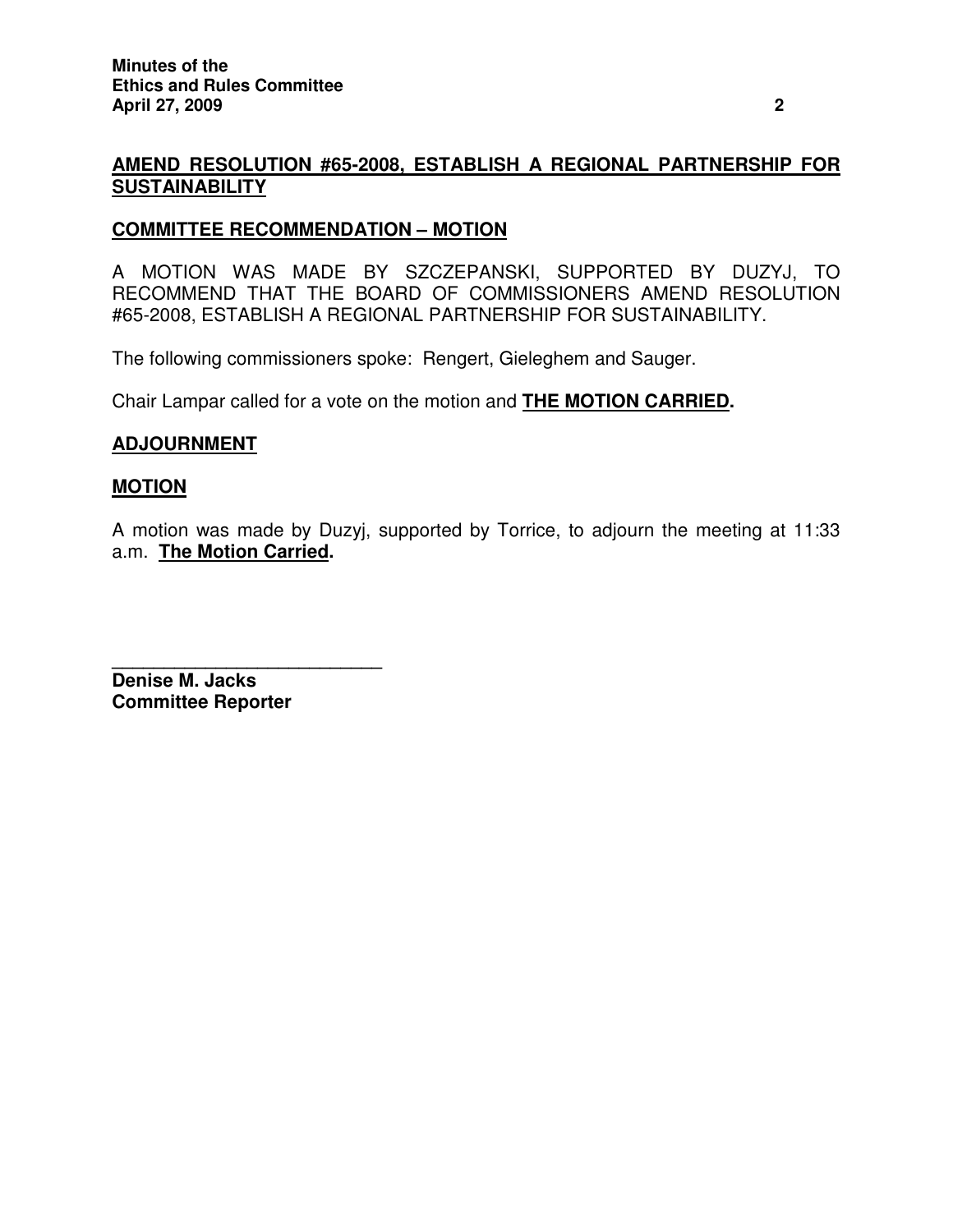**AMEND RESOLUTION #65-2008, ESTABLISH A REGIONAL PARTNERSHIP FOR SUSTAINABILITY**

**COMMITTEE RECOMMENDATION – MOTION**

A MOTION WAS MADE BY SZCZEPANSKI, SUPPORTED BY DUZYJ, TO RECOMMEND THAT THE BOARD OF COMMISSIONERS AMEND RESOLUTION #65-2008, ESTABLISH A REGIONAL PARTNERSHIP FOR SUSTAINABILITY.

The following commissioners spoke: Rengert, Gieleghem and Sauger.

Chair Lampar called for a vote on the motion and **THE MOTION CARRIED.**

**ADJOURNMENT**

**MOTION**

A motion was made by Duzyj, supported by Torrice, to adjourn the meeting at 11:33 a.m. **The Motion Carried.**

\_\_\_\_\_\_\_\_\_\_\_\_\_\_\_\_\_\_\_\_\_\_\_\_\_\_\_

**Denise M. Jacks**
**Committee Reporter**